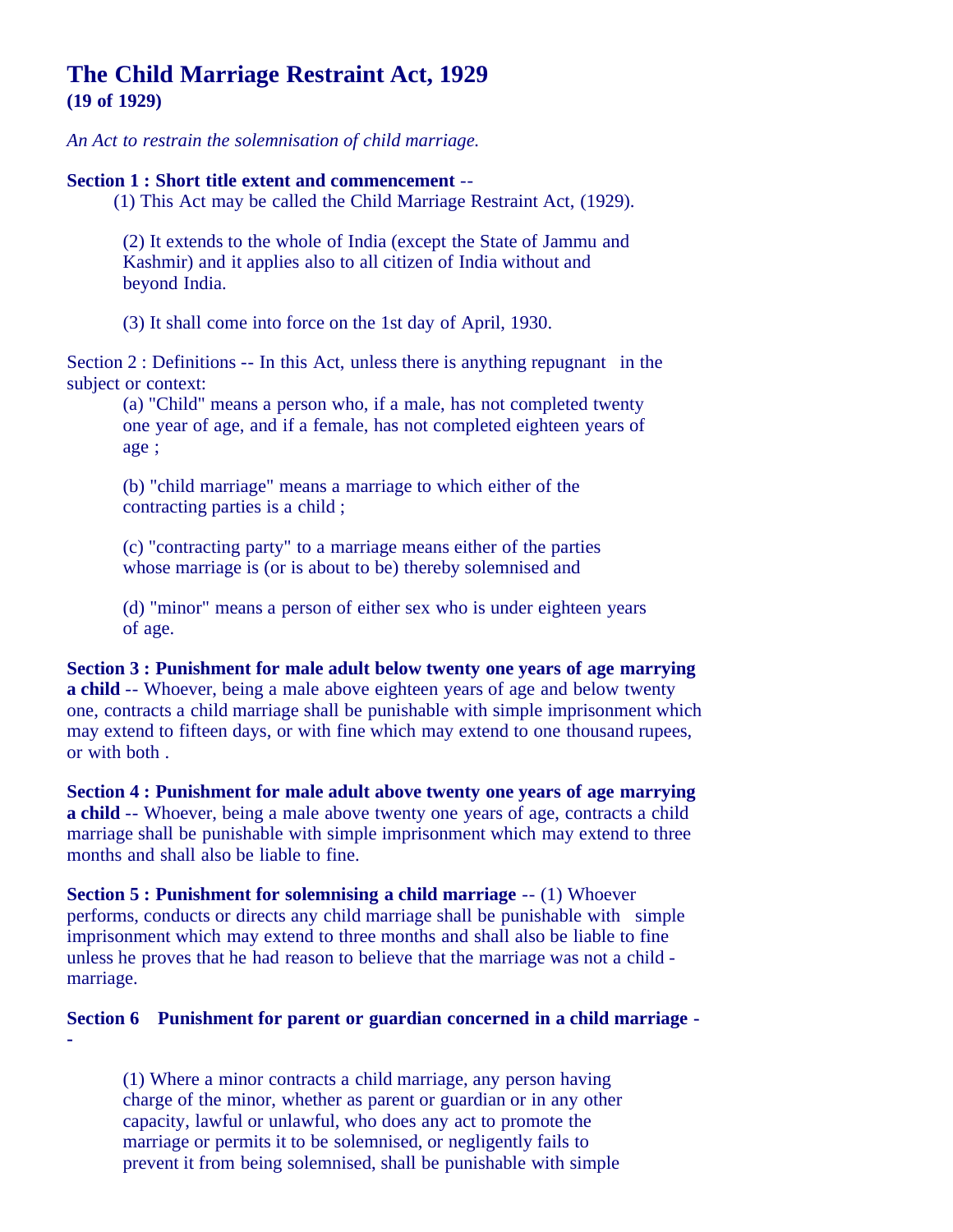# The Child Marriage Restraint Act, 1929

**(19 of 1929)**

*An Act to restrain the solemnisation of child marriage.*

**Section 1 : Short title extent and commencement** --

(1) This Act may be called the Child Marriage Restraint Act, (1929).

(2) It extends to the whole of India (except the State of Jammu and Kashmir) and it applies also to all citizen of India without and beyond India.

(3) It shall come into force on the 1st day of April, 1930.

Section 2 : Definitions -- In this Act, unless there is anything repugnant in the subject or context:

(a) "Child" means a person who, if a male, has not completed twenty one year of age, and if a female, has not completed eighteen years of age ;

(b) "child marriage" means a marriage to which either of the contracting parties is a child ;

(c) "contracting party" to a marriage means either of the parties whose marriage is (or is about to be) thereby solemnised and

(d) "minor" means a person of either sex who is under eighteen years of age.

**Section 3 : Punishment for male adult below twenty one years of age marrying a child** -- Whoever, being a male above eighteen years of age and below twenty one, contracts a child marriage shall be punishable with simple imprisonment which may extend to fifteen days, or with fine which may extend to one thousand rupees, or with both .

**Section 4 : Punishment for male adult above twenty one years of age marrying a child** -- Whoever, being a male above twenty one years of age, contracts a child marriage shall be punishable with simple imprisonment which may extend to three months and shall also be liable to fine.

**Section 5 : Punishment for solemnising a child marriage** -- (1) Whoever performs, conducts or directs any child marriage shall be punishable with simple imprisonment which may extend to three months and shall also be liable to fine unless he proves that he had reason to believe that the marriage was not a child - marriage.

**Section 6 Punishment for parent or guardian concerned in a child marriage --**

(1) Where a minor contracts a child marriage, any person having charge of the minor, whether as parent or guardian or in any other capacity, lawful or unlawful, who does any act to promote the marriage or permits it to be solemnised, or negligently fails to prevent it from being solemnised, shall be punishable with simple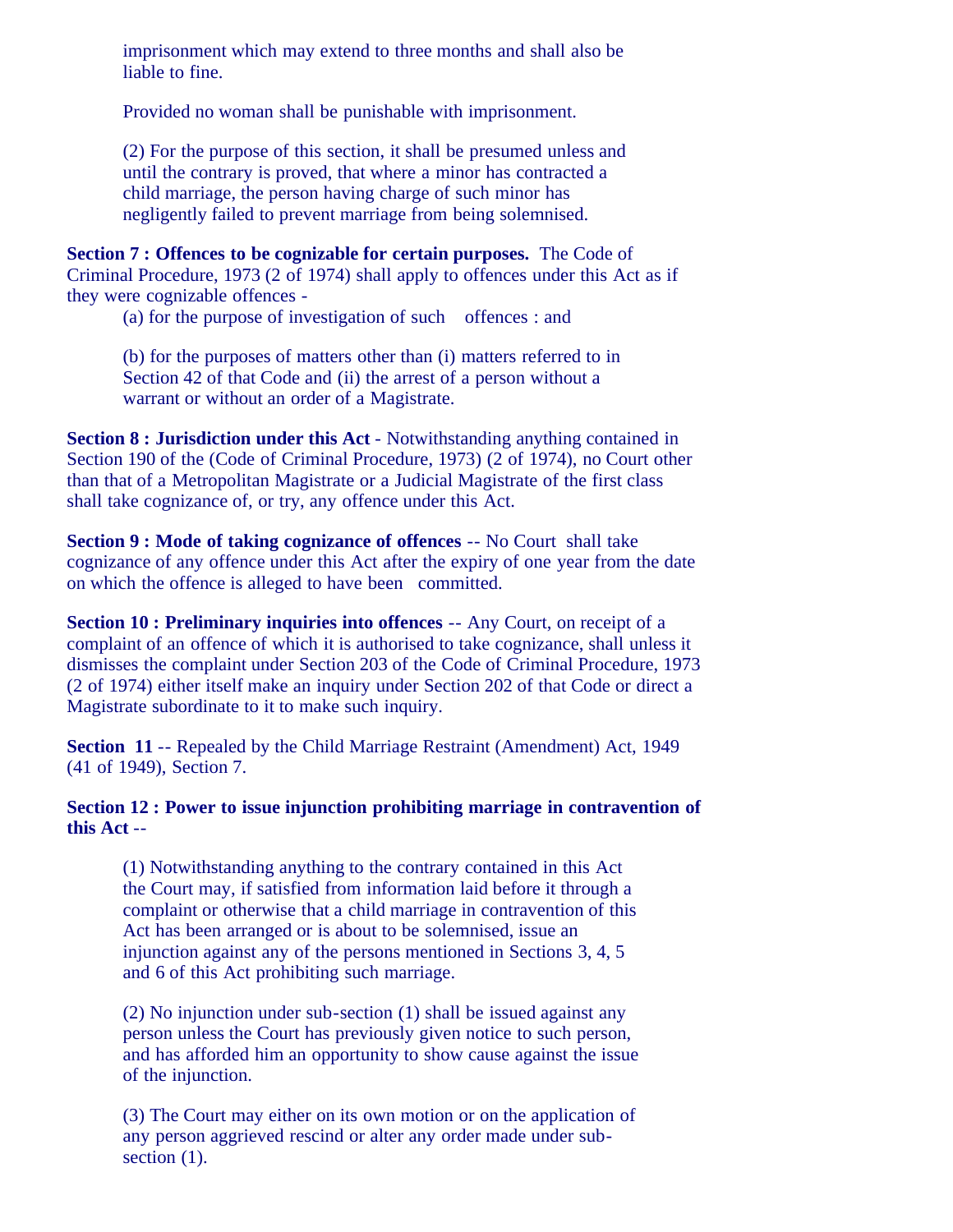imprisonment which may extend to three months and shall also be liable to fine.

Provided no woman shall be punishable with imprisonment.

(2) For the purpose of this section, it shall be presumed unless and until the contrary is proved, that where a minor has contracted a child marriage, the person having charge of such minor has negligently failed to prevent marriage from being solemnised.

**Section 7 : Offences to be cognizable for certain purposes.** The Code of Criminal Procedure, 1973 (2 of 1974) shall apply to offences under this Act as if they were cognizable offences -

(a) for the purpose of investigation of such offences : and

(b) for the purposes of matters other than (i) matters referred to in Section 42 of that Code and (ii) the arrest of a person without a warrant or without an order of a Magistrate.

**Section 8 : Jurisdiction under this Act** - Notwithstanding anything contained in Section 190 of the (Code of Criminal Procedure, 1973) (2 of 1974), no Court other than that of a Metropolitan Magistrate or a Judicial Magistrate of the first class shall take cognizance of, or try, any offence under this Act.

**Section 9 : Mode of taking cognizance of offences** -- No Court shall take cognizance of any offence under this Act after the expiry of one year from the date on which the offence is alleged to have been committed.

**Section 10 : Preliminary inquiries into offences** -- Any Court, on receipt of a complaint of an offence of which it is authorised to take cognizance, shall unless it dismisses the complaint under Section 203 of the Code of Criminal Procedure, 1973 (2 of 1974) either itself make an inquiry under Section 202 of that Code or direct a Magistrate subordinate to it to make such inquiry.

**Section 11** -- Repealed by the Child Marriage Restraint (Amendment) Act, 1949 (41 of 1949), Section 7.

**Section 12 : Power to issue injunction prohibiting marriage in contravention of this Act** --

(1) Notwithstanding anything to the contrary contained in this Act the Court may, if satisfied from information laid before it through a complaint or otherwise that a child marriage in contravention of this Act has been arranged or is about to be solemnised, issue an injunction against any of the persons mentioned in Sections 3, 4, 5 and 6 of this Act prohibiting such marriage.

(2) No injunction under sub-section (1) shall be issued against any person unless the Court has previously given notice to such person, and has afforded him an opportunity to show cause against the issue of the injunction.

(3) The Court may either on its own motion or on the application of any person aggrieved rescind or alter any order made under sub-section (1).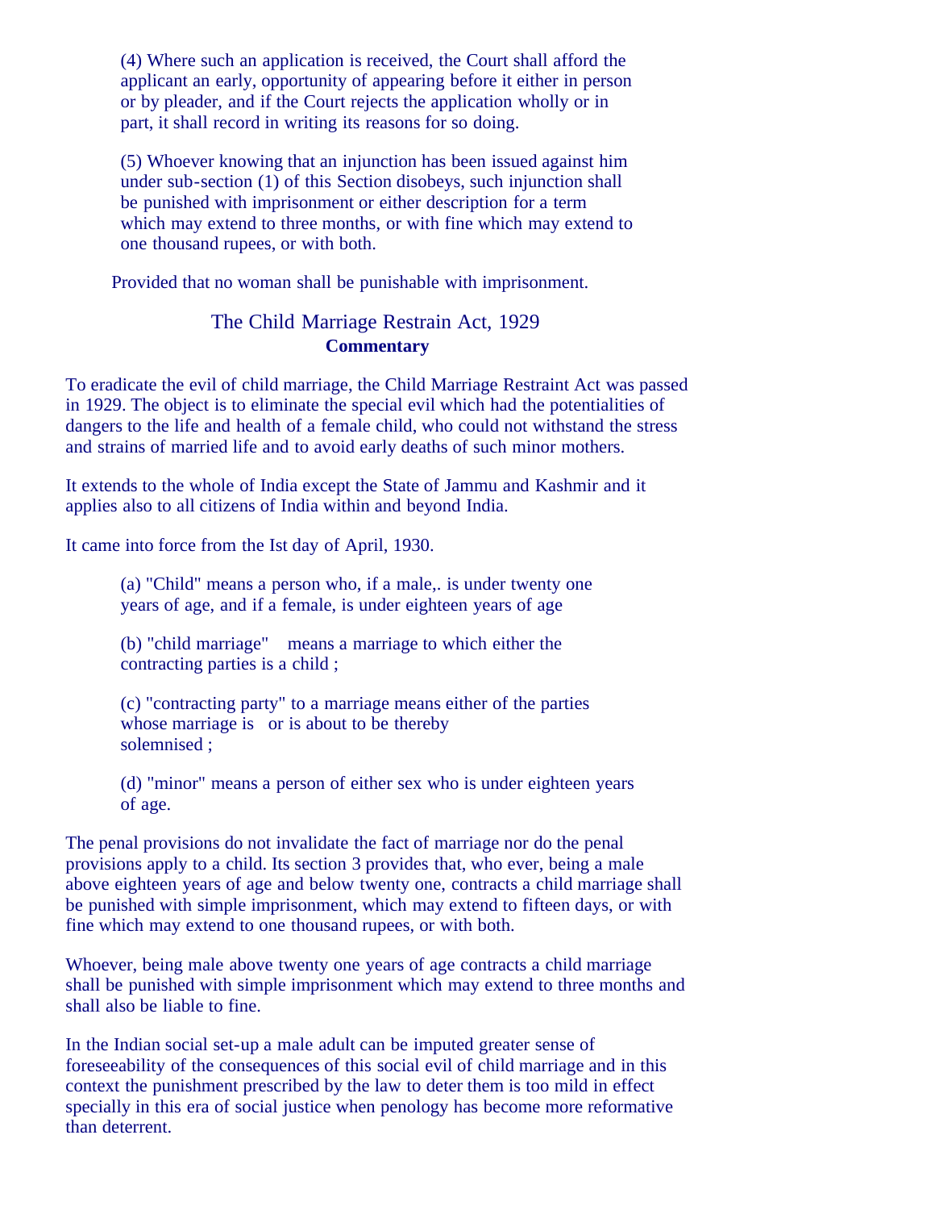(4) Where such an application is received, the Court shall afford the applicant an early, opportunity of appearing before it either in person or by pleader, and if the Court rejects the application wholly or in part, it shall record in writing its reasons for so doing.

(5) Whoever knowing that an injunction has been issued against him under sub-section (1) of this Section disobeys, such injunction shall be punished with imprisonment or either description for a term which may extend to three months, or with fine which may extend to one thousand rupees, or with both.

Provided that no woman shall be punishable with imprisonment.

## The Child Marriage Restrain Act, 1929

**Commentary**

To eradicate the evil of child marriage, the Child Marriage Restraint Act was passed in 1929. The object is to eliminate the special evil which had the potentialities of dangers to the life and health of a female child, who could not withstand the stress and strains of married life and to avoid early deaths of such minor mothers.

It extends to the whole of India except the State of Jammu and Kashmir and it applies also to all citizens of India within and beyond India.

It came into force from the Ist day of April, 1930.

(a) "Child" means a person who, if a male,. is under twenty one years of age, and if a female, is under eighteen years of age

(b) "child marriage" means a marriage to which either the contracting parties is a child ;

(c) "contracting party" to a marriage means either of the parties whose marriage is or is about to be thereby solemnised ;

(d) "minor" means a person of either sex who is under eighteen years of age.

The penal provisions do not invalidate the fact of marriage nor do the penal provisions apply to a child. Its section 3 provides that, who ever, being a male above eighteen years of age and below twenty one, contracts a child marriage shall be punished with simple imprisonment, which may extend to fifteen days, or with fine which may extend to one thousand rupees, or with both.

Whoever, being male above twenty one years of age contracts a child marriage shall be punished with simple imprisonment which may extend to three months and shall also be liable to fine.

In the Indian social set-up a male adult can be imputed greater sense of foreseeability of the consequences of this social evil of child marriage and in this context the punishment prescribed by the law to deter them is too mild in effect specially in this era of social justice when penology has become more reformative than deterrent.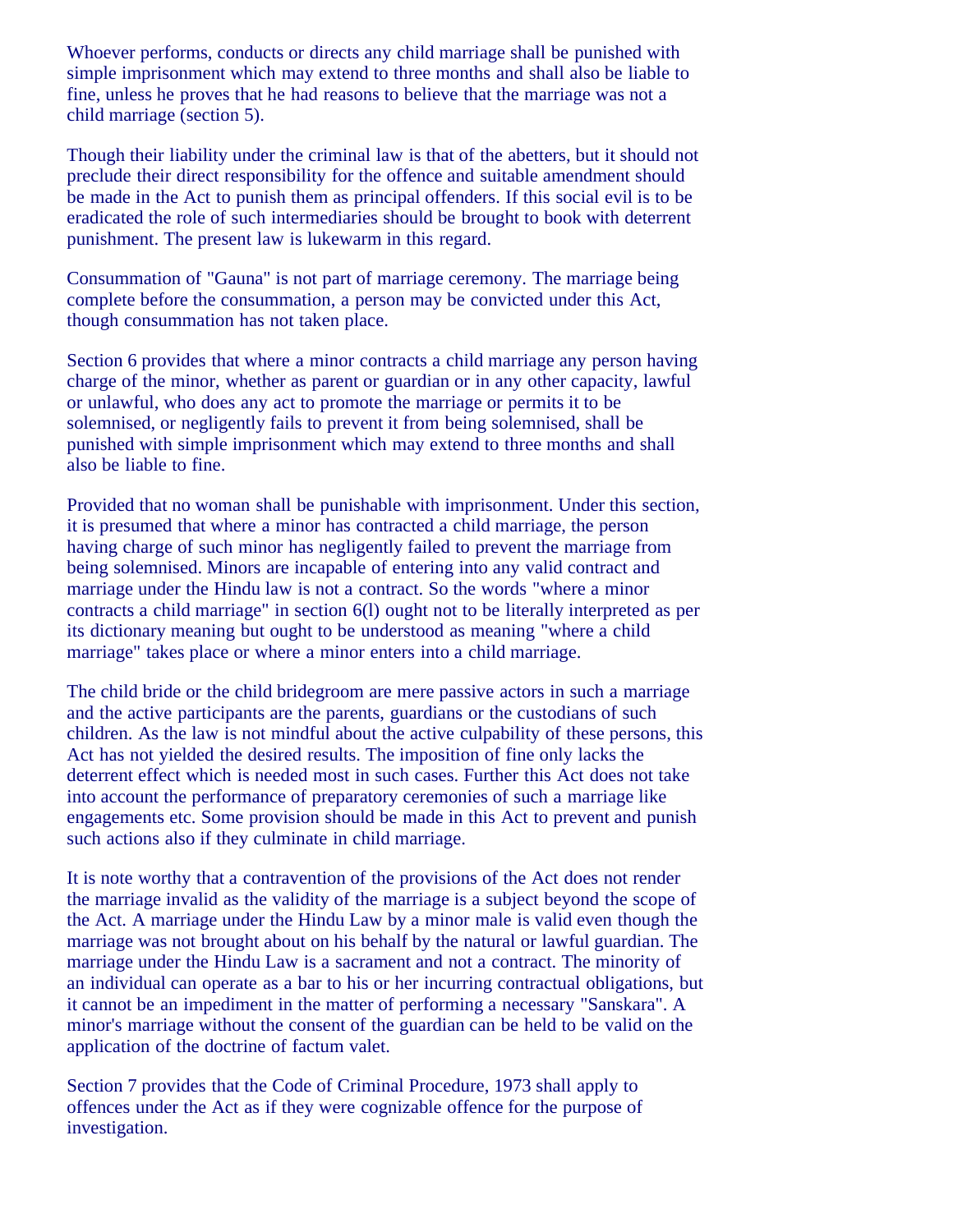Whoever performs, conducts or directs any child marriage shall be punished with simple imprisonment which may extend to three months and shall also be liable to fine, unless he proves that he had reasons to believe that the marriage was not a child marriage (section 5).

Though their liability under the criminal law is that of the abetters, but it should not preclude their direct responsibility for the offence and suitable amendment should be made in the Act to punish them as principal offenders. If this social evil is to be eradicated the role of such intermediaries should be brought to book with deterrent punishment. The present law is lukewarm in this regard.

Consummation of "Gauna" is not part of marriage ceremony. The marriage being complete before the consummation, a person may be convicted under this Act, though consummation has not taken place.

Section 6 provides that where a minor contracts a child marriage any person having charge of the minor, whether as parent or guardian or in any other capacity, lawful or unlawful, who does any act to promote the marriage or permits it to be solemnised, or negligently fails to prevent it from being solemnised, shall be punished with simple imprisonment which may extend to three months and shall also be liable to fine.

Provided that no woman shall be punishable with imprisonment. Under this section, it is presumed that where a minor has contracted a child marriage, the person having charge of such minor has negligently failed to prevent the marriage from being solemnised. Minors are incapable of entering into any valid contract and marriage under the Hindu law is not a contract. So the words "where a minor contracts a child marriage" in section 6(l) ought not to be literally interpreted as per its dictionary meaning but ought to be understood as meaning "where a child marriage" takes place or where a minor enters into a child marriage.

The child bride or the child bridegroom are mere passive actors in such a marriage and the active participants are the parents, guardians or the custodians of such children. As the law is not mindful about the active culpability of these persons, this Act has not yielded the desired results. The imposition of fine only lacks the deterrent effect which is needed most in such cases. Further this Act does not take into account the performance of preparatory ceremonies of such a marriage like engagements etc. Some provision should be made in this Act to prevent and punish such actions also if they culminate in child marriage.

It is note worthy that a contravention of the provisions of the Act does not render the marriage invalid as the validity of the marriage is a subject beyond the scope of the Act. A marriage under the Hindu Law by a minor male is valid even though the marriage was not brought about on his behalf by the natural or lawful guardian. The marriage under the Hindu Law is a sacrament and not a contract. The minority of an individual can operate as a bar to his or her incurring contractual obligations, but it cannot be an impediment in the matter of performing a necessary "Sanskara". A minor's marriage without the consent of the guardian can be held to be valid on the application of the doctrine of factum valet.

Section 7 provides that the Code of Criminal Procedure, 1973 shall apply to offences under the Act as if they were cognizable offence for the purpose of investigation.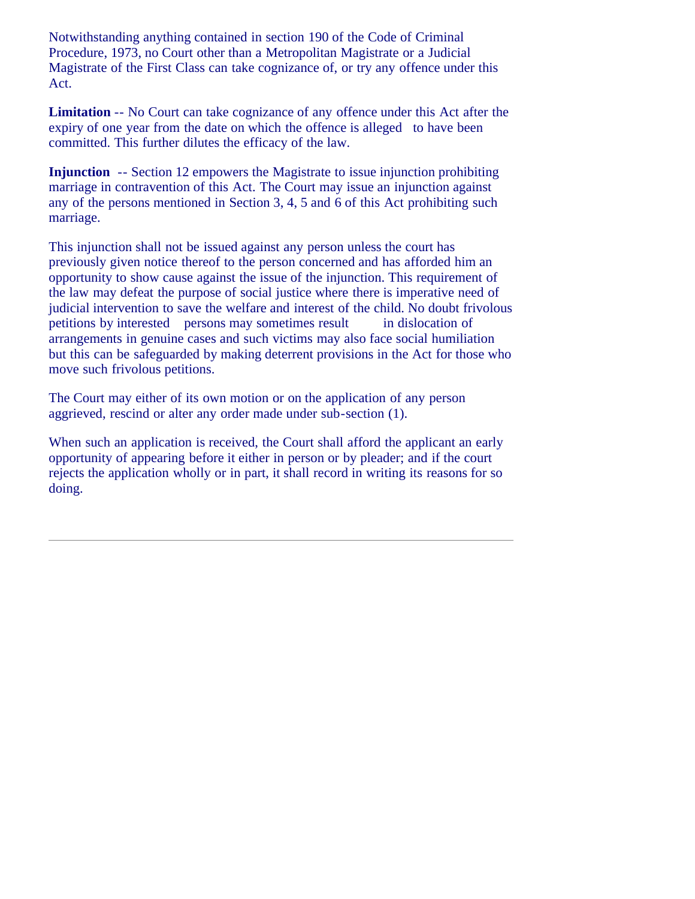Notwithstanding anything contained in section 190 of the Code of Criminal Procedure, 1973, no Court other than a Metropolitan Magistrate or a Judicial Magistrate of the First Class can take cognizance of, or try any offence under this Act.

**Limitation** -- No Court can take cognizance of any offence under this Act after the expiry of one year from the date on which the offence is alleged to have been committed. This further dilutes the efficacy of the law.

**Injunction** -- Section 12 empowers the Magistrate to issue injunction prohibiting marriage in contravention of this Act. The Court may issue an injunction against any of the persons mentioned in Section 3, 4, 5 and 6 of this Act prohibiting such marriage.

This injunction shall not be issued against any person unless the court has previously given notice thereof to the person concerned and has afforded him an opportunity to show cause against the issue of the injunction. This requirement of the law may defeat the purpose of social justice where there is imperative need of judicial intervention to save the welfare and interest of the child. No doubt frivolous petitions by interested persons may sometimes result in dislocation of arrangements in genuine cases and such victims may also face social humiliation but this can be safeguarded by making deterrent provisions in the Act for those who move such frivolous petitions.

The Court may either of its own motion or on the application of any person aggrieved, rescind or alter any order made under sub-section (1).

When such an application is received, the Court shall afford the applicant an early opportunity of appearing before it either in person or by pleader; and if the court rejects the application wholly or in part, it shall record in writing its reasons for so doing.